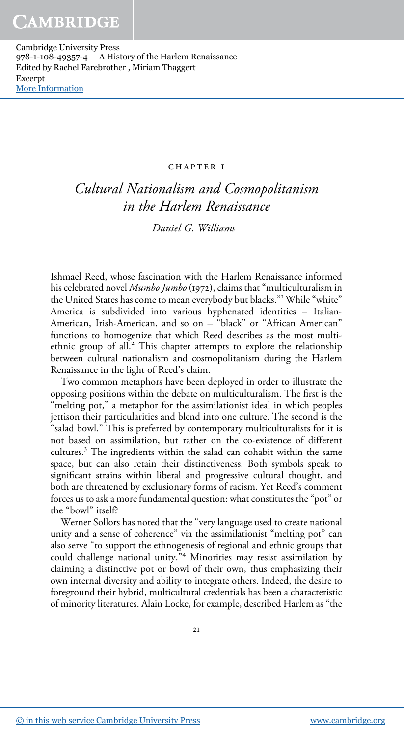# CHAPTER 1

## *Cultural Nationalism and Cosmopolitanism in the Harlem Renaissance*

*Daniel G. Williams*

Ishmael Reed, whose fascination with the Harlem Renaissance informed his celebrated novel *Mumbo Jumbo* (1972), claims that "multiculturalism in the United States has come to mean everybody but blacks."[1] While "white" America is subdivided into various hyphenated identities – Italian-American, Irish-American, and so on – "black" or "African American" functions to homogenize that which Reed describes as the most multi-ethnic group of all.[2] This chapter attempts to explore the relationship between cultural nationalism and cosmopolitanism during the Harlem Renaissance in the light of Reed's claim.

Two common metaphors have been deployed in order to illustrate the opposing positions within the debate on multiculturalism. The first is the "melting pot," a metaphor for the assimilationist ideal in which peoples jettison their particularities and blend into one culture. The second is the "salad bowl." This is preferred by contemporary multiculturalists for it is not based on assimilation, but rather on the co-existence of different cultures.[3] The ingredients within the salad can cohabit within the same space, but can also retain their distinctiveness. Both symbols speak to significant strains within liberal and progressive cultural thought, and both are threatened by exclusionary forms of racism. Yet Reed's comment forces us to ask a more fundamental question: what constitutes the "pot" or the "bowl" itself?

Werner Sollors has noted that the "very language used to create national unity and a sense of coherence" via the assimilationist "melting pot" can also serve "to support the ethnogenesis of regional and ethnic groups that could challenge national unity."[4] Minorities may resist assimilation by claiming a distinctive pot or bowl of their own, thus emphasizing their own internal diversity and ability to integrate others. Indeed, the desire to foreground their hybrid, multicultural credentials has been a characteristic of minority literatures. Alain Locke, for example, described Harlem as "the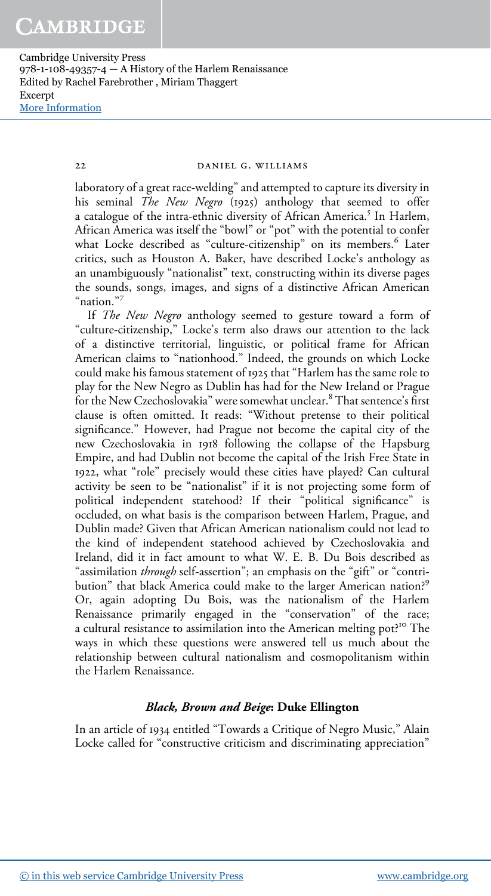laboratory of a great race-welding" and attempted to capture its diversity in his seminal *The New Negro* (1925) anthology that seemed to offer a catalogue of the intra-ethnic diversity of African America.[5] In Harlem, African America was itself the "bowl" or "pot" with the potential to confer what Locke described as "culture-citizenship" on its members.[6] Later critics, such as Houston A. Baker, have described Locke's anthology as an unambiguously "nationalist" text, constructing within its diverse pages the sounds, songs, images, and signs of a distinctive African American "nation."[7]

If *The New Negro* anthology seemed to gesture toward a form of "culture-citizenship," Locke's term also draws our attention to the lack of a distinctive territorial, linguistic, or political frame for African American claims to "nationhood." Indeed, the grounds on which Locke could make his famous statement of 1925 that "Harlem has the same role to play for the New Negro as Dublin has had for the New Ireland or Prague for the New Czechoslovakia" were somewhat unclear.[8] That sentence's first clause is often omitted. It reads: "Without pretense to their political significance." However, had Prague not become the capital city of the new Czechoslovakia in 1918 following the collapse of the Hapsburg Empire, and had Dublin not become the capital of the Irish Free State in 1922, what "role" precisely would these cities have played? Can cultural activity be seen to be "nationalist" if it is not projecting some form of political independent statehood? If their "political significance" is occluded, on what basis is the comparison between Harlem, Prague, and Dublin made? Given that African American nationalism could not lead to the kind of independent statehood achieved by Czechoslovakia and Ireland, did it in fact amount to what W. E. B. Du Bois described as "assimilation *through* self-assertion"; an emphasis on the "gift" or "contribution" that black America could make to the larger American nation?[9] Or, again adopting Du Bois, was the nationalism of the Harlem Renaissance primarily engaged in the "conservation" of the race; a cultural resistance to assimilation into the American melting pot?[10] The ways in which these questions were answered tell us much about the relationship between cultural nationalism and cosmopolitanism within the Harlem Renaissance.

## *Black, Brown and Beige*: Duke Ellington

In an article of 1934 entitled "Towards a Critique of Negro Music," Alain Locke called for "constructive criticism and discriminating appreciation"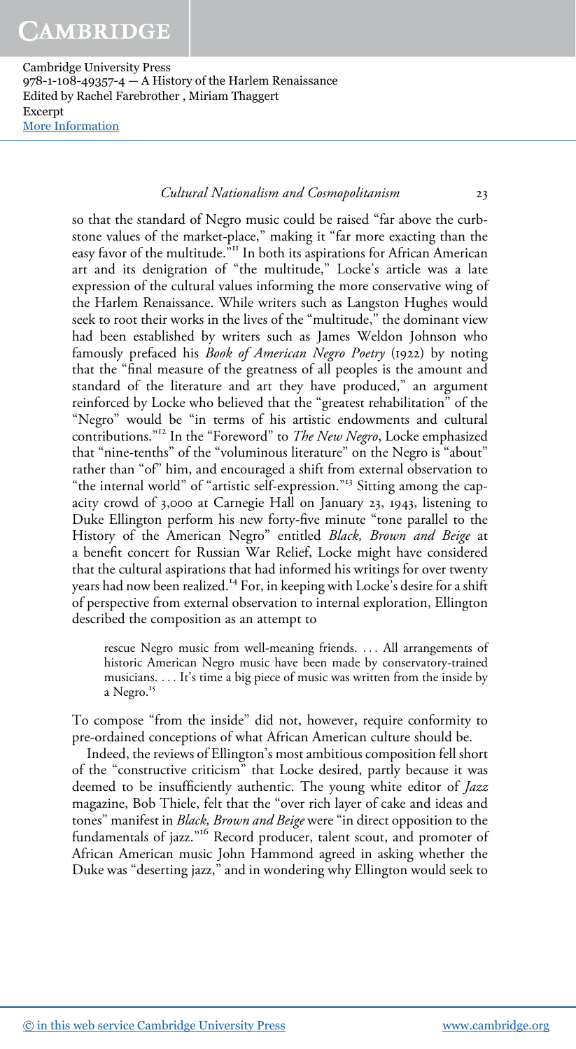so that the standard of Negro music could be raised "far above the curbstone values of the market-place," making it "far more exacting than the easy favor of the multitude."[11] In both its aspirations for African American art and its denigration of "the multitude," Locke's article was a late expression of the cultural values informing the more conservative wing of the Harlem Renaissance. While writers such as Langston Hughes would seek to root their works in the lives of the "multitude," the dominant view had been established by writers such as James Weldon Johnson who famously prefaced his *Book of American Negro Poetry* (1922) by noting that the "final measure of the greatness of all peoples is the amount and standard of the literature and art they have produced," an argument reinforced by Locke who believed that the "greatest rehabilitation" of the "Negro" would be "in terms of his artistic endowments and cultural contributions."[12] In the "Foreword" to *The New Negro*, Locke emphasized that "nine-tenths" of the "voluminous literature" on the Negro is "about" rather than "of" him, and encouraged a shift from external observation to "the internal world" of "artistic self-expression."[13] Sitting among the capacity crowd of 3,000 at Carnegie Hall on January 23, 1943, listening to Duke Ellington perform his new forty-five minute "tone parallel to the History of the American Negro" entitled *Black, Brown and Beige* at a benefit concert for Russian War Relief, Locke might have considered that the cultural aspirations that had informed his writings for over twenty years had now been realized.[14] For, in keeping with Locke's desire for a shift of perspective from external observation to internal exploration, Ellington described the composition as an attempt to

> rescue Negro music from well-meaning friends. ... All arrangements of historic American Negro music have been made by conservatory-trained musicians. ... It's time a big piece of music was written from the inside by a Negro.[15]

To compose "from the inside" did not, however, require conformity to pre-ordained conceptions of what African American culture should be.

Indeed, the reviews of Ellington's most ambitious composition fell short of the "constructive criticism" that Locke desired, partly because it was deemed to be insufficiently authentic. The young white editor of *Jazz* magazine, Bob Thiele, felt that the "over rich layer of cake and ideas and tones" manifest in *Black, Brown and Beige* were "in direct opposition to the fundamentals of jazz."[16] Record producer, talent scout, and promoter of African American music John Hammond agreed in asking whether the Duke was "deserting jazz," and in wondering why Ellington would seek to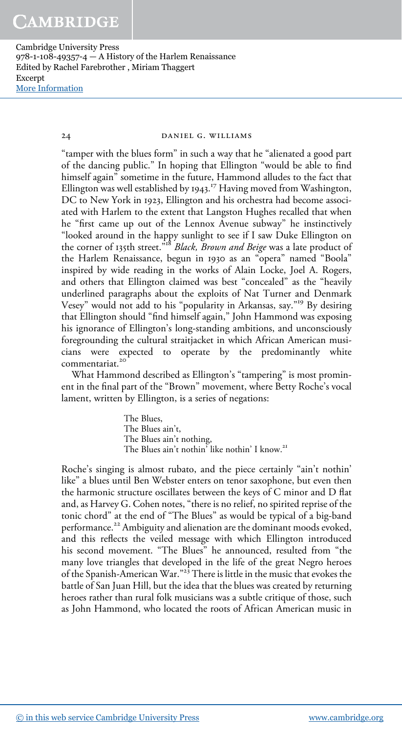"tamper with the blues form" in such a way that he "alienated a good part of the dancing public." In hoping that Ellington "would be able to find himself again" sometime in the future, Hammond alludes to the fact that Ellington was well established by 1943.[17] Having moved from Washington, DC to New York in 1923, Ellington and his orchestra had become associated with Harlem to the extent that Langston Hughes recalled that when he "first came up out of the Lennox Avenue subway" he instinctively "looked around in the happy sunlight to see if I saw Duke Ellington on the corner of 135th street."[18] *Black, Brown and Beige* was a late product of the Harlem Renaissance, begun in 1930 as an "opera" named "Boola" inspired by wide reading in the works of Alain Locke, Joel A. Rogers, and others that Ellington claimed was best "concealed" as the "heavily underlined paragraphs about the exploits of Nat Turner and Denmark Vesey" would not add to his "popularity in Arkansas, say."[19] By desiring that Ellington should "find himself again," John Hammond was exposing his ignorance of Ellington's long-standing ambitions, and unconsciously foregrounding the cultural straitjacket in which African American musicians were expected to operate by the predominantly white commentariat.[20]

What Hammond described as Ellington's "tampering" is most prominent in the final part of the "Brown" movement, where Betty Roche's vocal lament, written by Ellington, is a series of negations:

> The Blues,
> The Blues ain't,
> The Blues ain't nothing,
> The Blues ain't nothin' like nothin' I know.[21]

Roche's singing is almost rubato, and the piece certainly "ain't nothin' like" a blues until Ben Webster enters on tenor saxophone, but even then the harmonic structure oscillates between the keys of C minor and D flat and, as Harvey G. Cohen notes, "there is no relief, no spirited reprise of the tonic chord" at the end of "The Blues" as would be typical of a big-band performance.[22] Ambiguity and alienation are the dominant moods evoked, and this reflects the veiled message with which Ellington introduced his second movement. "The Blues" he announced, resulted from "the many love triangles that developed in the life of the great Negro heroes of the Spanish-American War."[23] There is little in the music that evokes the battle of San Juan Hill, but the idea that the blues was created by returning heroes rather than rural folk musicians was a subtle critique of those, such as John Hammond, who located the roots of African American music in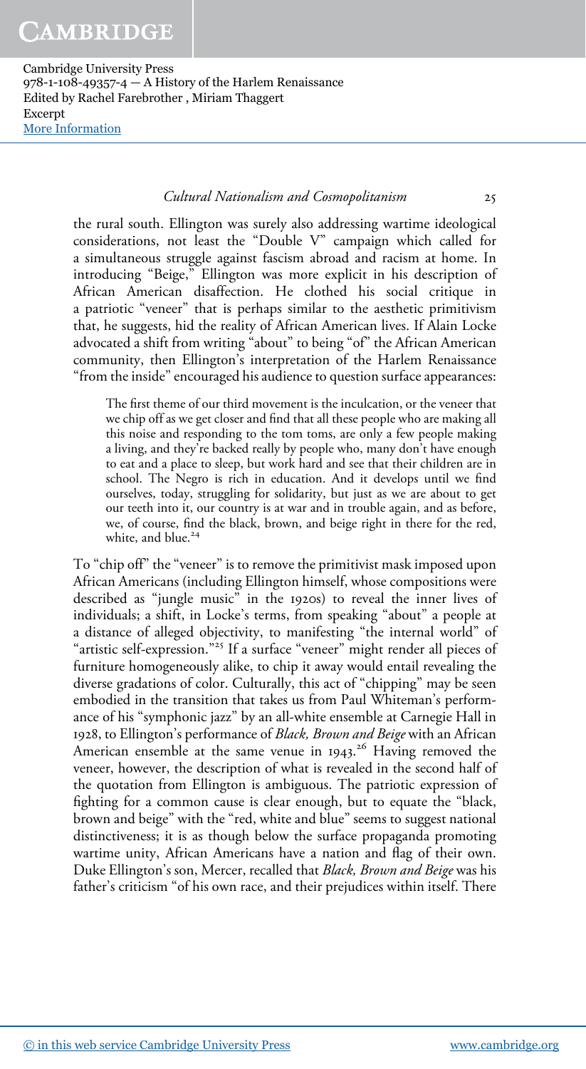the rural south. Ellington was surely also addressing wartime ideological considerations, not least the "Double V" campaign which called for a simultaneous struggle against fascism abroad and racism at home. In introducing "Beige," Ellington was more explicit in his description of African American disaffection. He clothed his social critique in a patriotic "veneer" that is perhaps similar to the aesthetic primitivism that, he suggests, hid the reality of African American lives. If Alain Locke advocated a shift from writing "about" to being "of" the African American community, then Ellington's interpretation of the Harlem Renaissance "from the inside" encouraged his audience to question surface appearances:

> The first theme of our third movement is the inculcation, or the veneer that we chip off as we get closer and find that all these people who are making all this noise and responding to the tom toms, are only a few people making a living, and they're backed really by people who, many don't have enough to eat and a place to sleep, but work hard and see that their children are in school. The Negro is rich in education. And it develops until we find ourselves, today, struggling for solidarity, but just as we are about to get our teeth into it, our country is at war and in trouble again, and as before, we, of course, find the black, brown, and beige right in there for the red, white, and blue.[24]

To "chip off" the "veneer" is to remove the primitivist mask imposed upon African Americans (including Ellington himself, whose compositions were described as "jungle music" in the 1920s) to reveal the inner lives of individuals; a shift, in Locke's terms, from speaking "about" a people at a distance of alleged objectivity, to manifesting "the internal world" of "artistic self-expression."[25] If a surface "veneer" might render all pieces of furniture homogeneously alike, to chip it away would entail revealing the diverse gradations of color. Culturally, this act of "chipping" may be seen embodied in the transition that takes us from Paul Whiteman's performance of his "symphonic jazz" by an all-white ensemble at Carnegie Hall in 1928, to Ellington's performance of *Black, Brown and Beige* with an African American ensemble at the same venue in 1943.[26] Having removed the veneer, however, the description of what is revealed in the second half of the quotation from Ellington is ambiguous. The patriotic expression of fighting for a common cause is clear enough, but to equate the "black, brown and beige" with the "red, white and blue" seems to suggest national distinctiveness; it is as though below the surface propaganda promoting wartime unity, African Americans have a nation and flag of their own. Duke Ellington's son, Mercer, recalled that *Black, Brown and Beige* was his father's criticism "of his own race, and their prejudices within itself. There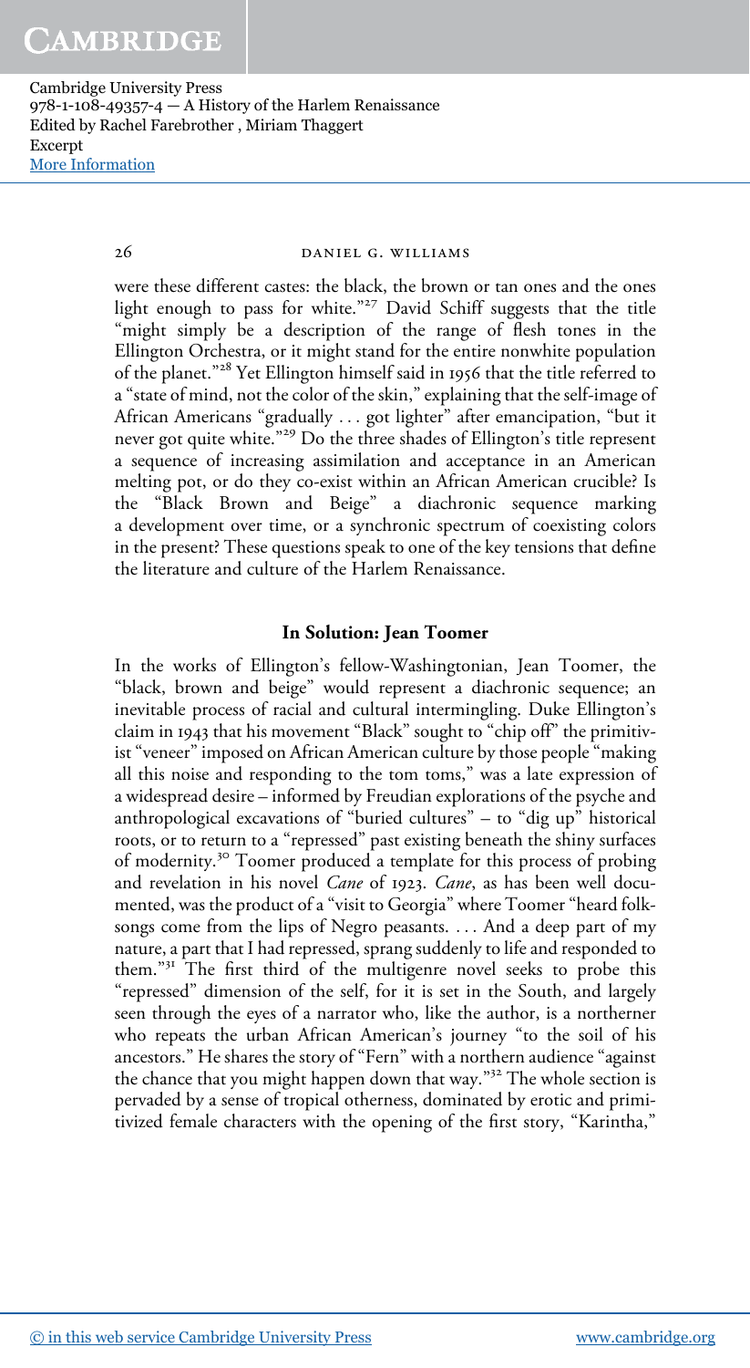were these different castes: the black, the brown or tan ones and the ones light enough to pass for white."[27] David Schiff suggests that the title "might simply be a description of the range of flesh tones in the Ellington Orchestra, or it might stand for the entire nonwhite population of the planet."[28] Yet Ellington himself said in 1956 that the title referred to a "state of mind, not the color of the skin," explaining that the self-image of African Americans "gradually . . . got lighter" after emancipation, "but it never got quite white."[29] Do the three shades of Ellington's title represent a sequence of increasing assimilation and acceptance in an American melting pot, or do they co-exist within an African American crucible? Is the "Black Brown and Beige" a diachronic sequence marking a development over time, or a synchronic spectrum of coexisting colors in the present? These questions speak to one of the key tensions that define the literature and culture of the Harlem Renaissance.

## In Solution: Jean Toomer

In the works of Ellington's fellow-Washingtonian, Jean Toomer, the "black, brown and beige" would represent a diachronic sequence; an inevitable process of racial and cultural intermingling. Duke Ellington's claim in 1943 that his movement "Black" sought to "chip off" the primitivist "veneer" imposed on African American culture by those people "making all this noise and responding to the tom toms," was a late expression of a widespread desire – informed by Freudian explorations of the psyche and anthropological excavations of "buried cultures" – to "dig up" historical roots, or to return to a "repressed" past existing beneath the shiny surfaces of modernity.[30] Toomer produced a template for this process of probing and revelation in his novel *Cane* of 1923. *Cane*, as has been well documented, was the product of a "visit to Georgia" where Toomer "heard folk-songs come from the lips of Negro peasants. . . . And a deep part of my nature, a part that I had repressed, sprang suddenly to life and responded to them."[31] The first third of the multigenre novel seeks to probe this "repressed" dimension of the self, for it is set in the South, and largely seen through the eyes of a narrator who, like the author, is a northerner who repeats the urban African American's journey "to the soil of his ancestors." He shares the story of "Fern" with a northern audience "against the chance that you might happen down that way."[32] The whole section is pervaded by a sense of tropical otherness, dominated by erotic and primitivized female characters with the opening of the first story, "Karintha,"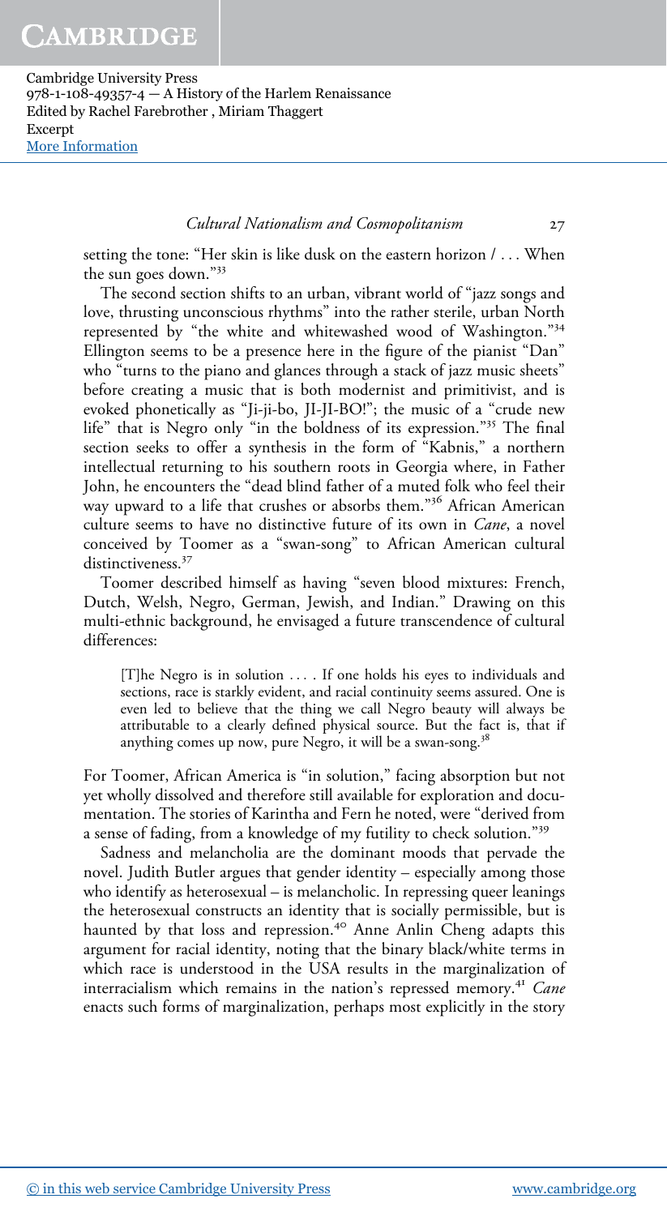setting the tone: "Her skin is like dusk on the eastern horizon / . . . When the sun goes down."[33]

The second section shifts to an urban, vibrant world of "jazz songs and love, thrusting unconscious rhythms" into the rather sterile, urban North represented by "the white and whitewashed wood of Washington."[34] Ellington seems to be a presence here in the figure of the pianist "Dan" who "turns to the piano and glances through a stack of jazz music sheets" before creating a music that is both modernist and primitivist, and is evoked phonetically as "Ji-ji-bo, JI-JI-BO!"; the music of a "crude new life" that is Negro only "in the boldness of its expression."[35] The final section seeks to offer a synthesis in the form of "Kabnis," a northern intellectual returning to his southern roots in Georgia where, in Father John, he encounters the "dead blind father of a muted folk who feel their way upward to a life that crushes or absorbs them."[36] African American culture seems to have no distinctive future of its own in *Cane*, a novel conceived by Toomer as a "swan-song" to African American cultural distinctiveness.[37]

Toomer described himself as having "seven blood mixtures: French, Dutch, Welsh, Negro, German, Jewish, and Indian." Drawing on this multi-ethnic background, he envisaged a future transcendence of cultural differences:

> [T]he Negro is in solution . . . . If one holds his eyes to individuals and sections, race is starkly evident, and racial continuity seems assured. One is even led to believe that the thing we call Negro beauty will always be attributable to a clearly defined physical source. But the fact is, that if anything comes up now, pure Negro, it will be a swan-song.[38]

For Toomer, African America is "in solution," facing absorption but not yet wholly dissolved and therefore still available for exploration and documentation. The stories of Karintha and Fern he noted, were "derived from a sense of fading, from a knowledge of my futility to check solution."[39]

Sadness and melancholia are the dominant moods that pervade the novel. Judith Butler argues that gender identity – especially among those who identify as heterosexual – is melancholic. In repressing queer leanings the heterosexual constructs an identity that is socially permissible, but is haunted by that loss and repression.[40] Anne Anlin Cheng adapts this argument for racial identity, noting that the binary black/white terms in which race is understood in the USA results in the marginalization of interracialism which remains in the nation's repressed memory.[41] *Cane* enacts such forms of marginalization, perhaps most explicitly in the story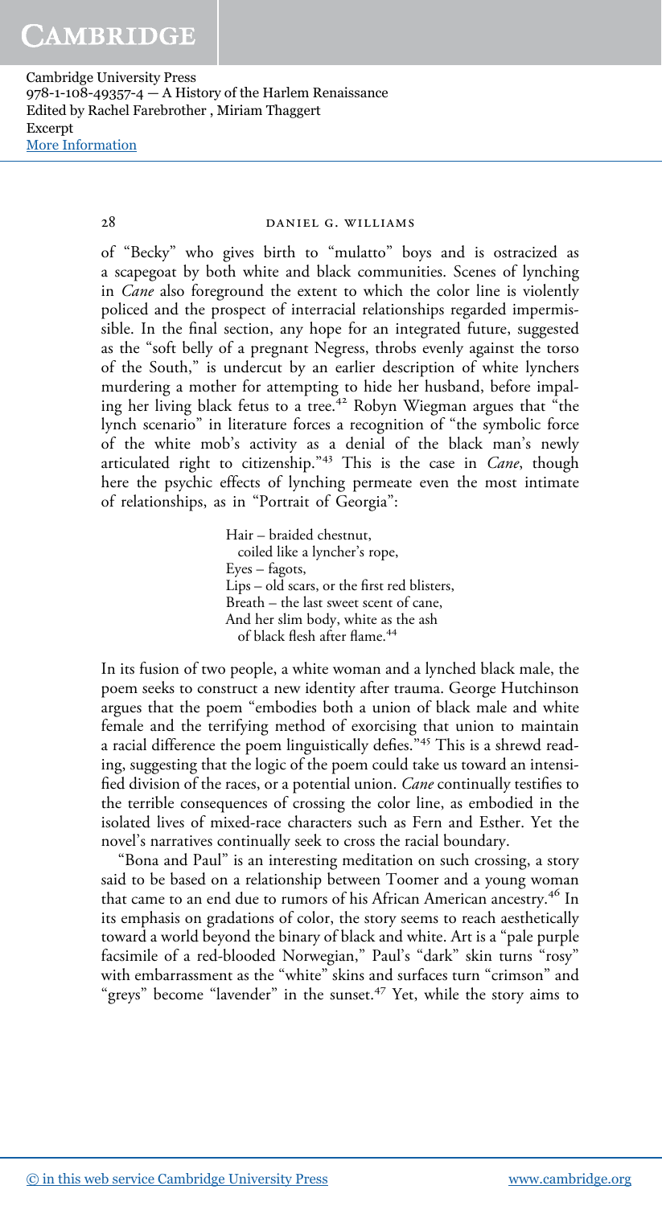of "Becky" who gives birth to "mulatto" boys and is ostracized as a scapegoat by both white and black communities. Scenes of lynching in *Cane* also foreground the extent to which the color line is violently policed and the prospect of interracial relationships regarded impermissible. In the final section, any hope for an integrated future, suggested as the "soft belly of a pregnant Negress, throbs evenly against the torso of the South," is undercut by an earlier description of white lynchers murdering a mother for attempting to hide her husband, before impaling her living black fetus to a tree.[42] Robyn Wiegman argues that "the lynch scenario" in literature forces a recognition of "the symbolic force of the white mob's activity as a denial of the black man's newly articulated right to citizenship."[43] This is the case in *Cane*, though here the psychic effects of lynching permeate even the most intimate of relationships, as in "Portrait of Georgia":

> Hair – braided chestnut,
> coiled like a lyncher's rope,
> Eyes – fagots,
> Lips – old scars, or the first red blisters,
> Breath – the last sweet scent of cane,
> And her slim body, white as the ash
> of black flesh after flame.[44]

In its fusion of two people, a white woman and a lynched black male, the poem seeks to construct a new identity after trauma. George Hutchinson argues that the poem "embodies both a union of black male and white female and the terrifying method of exorcising that union to maintain a racial difference the poem linguistically defies."[45] This is a shrewd reading, suggesting that the logic of the poem could take us toward an intensified division of the races, or a potential union. *Cane* continually testifies to the terrible consequences of crossing the color line, as embodied in the isolated lives of mixed-race characters such as Fern and Esther. Yet the novel's narratives continually seek to cross the racial boundary.

"Bona and Paul" is an interesting meditation on such crossing, a story said to be based on a relationship between Toomer and a young woman that came to an end due to rumors of his African American ancestry.[46] In its emphasis on gradations of color, the story seems to reach aesthetically toward a world beyond the binary of black and white. Art is a "pale purple facsimile of a red-blooded Norwegian," Paul's "dark" skin turns "rosy" with embarrassment as the "white" skins and surfaces turn "crimson" and "greys" become "lavender" in the sunset.[47] Yet, while the story aims to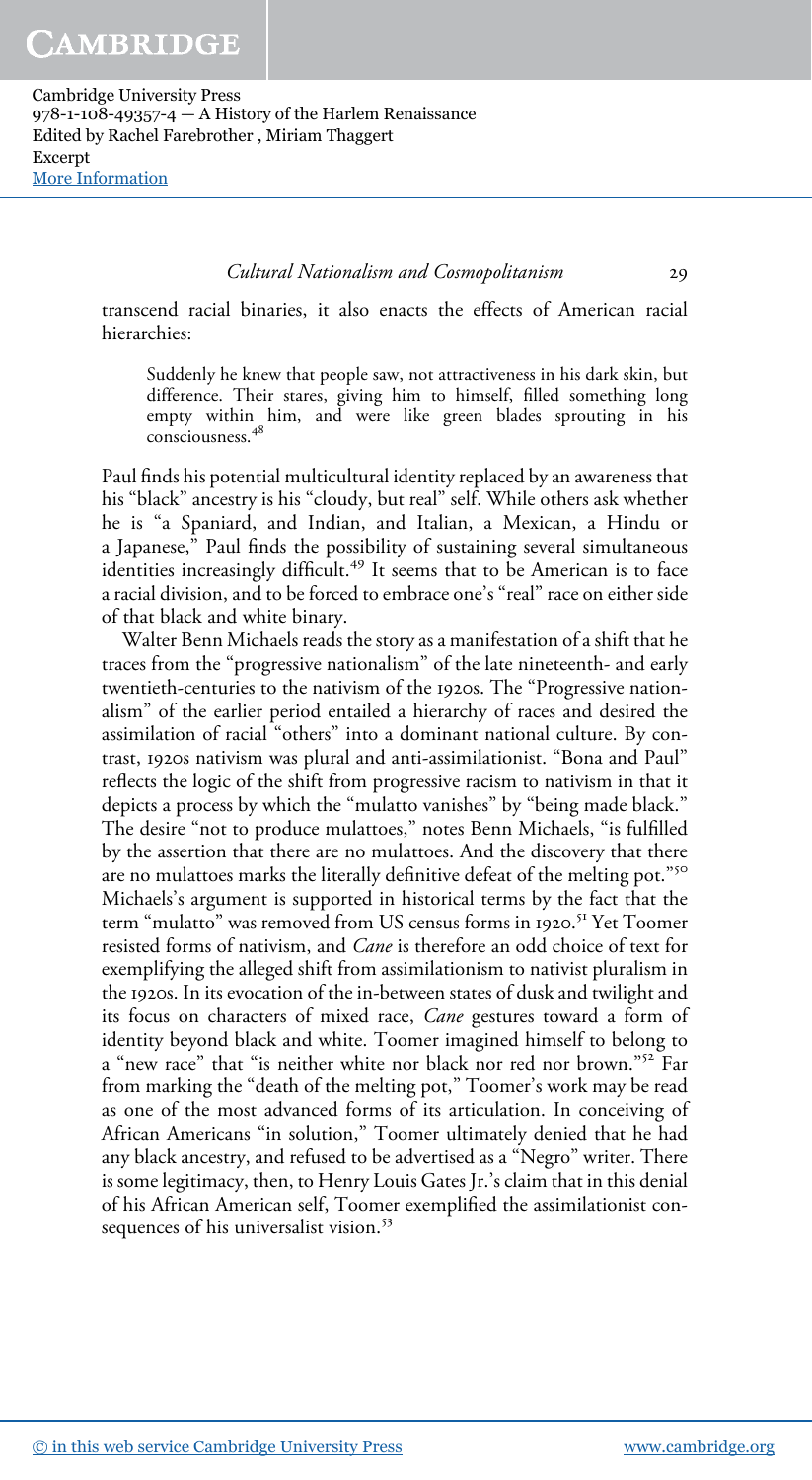transcend racial binaries, it also enacts the effects of American racial hierarchies:

> Suddenly he knew that people saw, not attractiveness in his dark skin, but difference. Their stares, giving him to himself, filled something long empty within him, and were like green blades sprouting in his consciousness.[48]

Paul finds his potential multicultural identity replaced by an awareness that his "black" ancestry is his "cloudy, but real" self. While others ask whether he is "a Spaniard, and Indian, and Italian, a Mexican, a Hindu or a Japanese," Paul finds the possibility of sustaining several simultaneous identities increasingly difficult.[49] It seems that to be American is to face a racial division, and to be forced to embrace one's "real" race on either side of that black and white binary.

Walter Benn Michaels reads the story as a manifestation of a shift that he traces from the "progressive nationalism" of the late nineteenth- and early twentieth-centuries to the nativism of the 1920s. The "Progressive nationalism" of the earlier period entailed a hierarchy of races and desired the assimilation of racial "others" into a dominant national culture. By contrast, 1920s nativism was plural and anti-assimilationist. "Bona and Paul" reflects the logic of the shift from progressive racism to nativism in that it depicts a process by which the "mulatto vanishes" by "being made black." The desire "not to produce mulattoes," notes Benn Michaels, "is fulfilled by the assertion that there are no mulattoes. And the discovery that there are no mulattoes marks the literally definitive defeat of the melting pot."[50] Michaels's argument is supported in historical terms by the fact that the term "mulatto" was removed from US census forms in 1920.[51] Yet Toomer resisted forms of nativism, and *Cane* is therefore an odd choice of text for exemplifying the alleged shift from assimilationism to nativist pluralism in the 1920s. In its evocation of the in-between states of dusk and twilight and its focus on characters of mixed race, *Cane* gestures toward a form of identity beyond black and white. Toomer imagined himself to belong to a "new race" that "is neither white nor black nor red nor brown."[52] Far from marking the "death of the melting pot," Toomer's work may be read as one of the most advanced forms of its articulation. In conceiving of African Americans "in solution," Toomer ultimately denied that he had any black ancestry, and refused to be advertised as a "Negro" writer. There is some legitimacy, then, to Henry Louis Gates Jr.'s claim that in this denial of his African American self, Toomer exemplified the assimilationist consequences of his universalist vision.[53]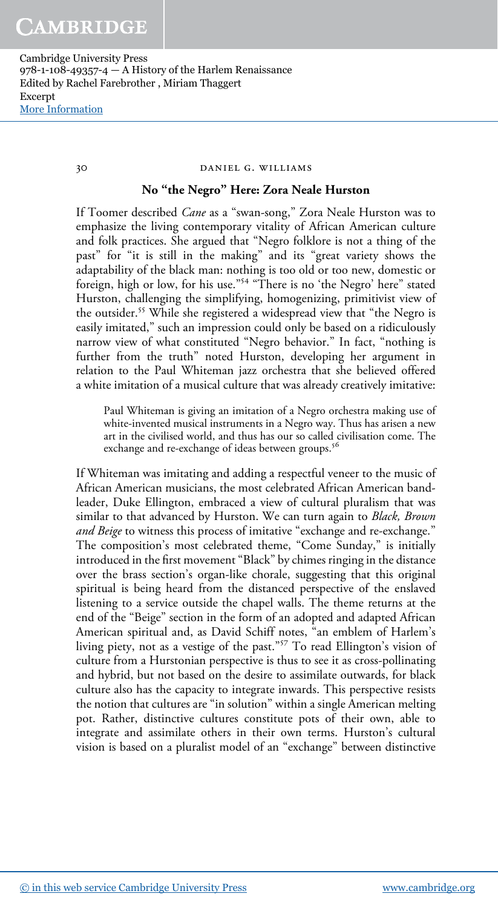## No "the Negro" Here: Zora Neale Hurston

If Toomer described *Cane* as a "swan-song," Zora Neale Hurston was to emphasize the living contemporary vitality of African American culture and folk practices. She argued that "Negro folklore is not a thing of the past" for "it is still in the making" and its "great variety shows the adaptability of the black man: nothing is too old or too new, domestic or foreign, high or low, for his use."[54] "There is no 'the Negro' here" stated Hurston, challenging the simplifying, homogenizing, primitivist view of the outsider.[55] While she registered a widespread view that "the Negro is easily imitated," such an impression could only be based on a ridiculously narrow view of what constituted "Negro behavior." In fact, "nothing is further from the truth" noted Hurston, developing her argument in relation to the Paul Whiteman jazz orchestra that she believed offered a white imitation of a musical culture that was already creatively imitative:

> Paul Whiteman is giving an imitation of a Negro orchestra making use of white-invented musical instruments in a Negro way. Thus has arisen a new art in the civilised world, and thus has our so called civilisation come. The exchange and re-exchange of ideas between groups.[56]

If Whiteman was imitating and adding a respectful veneer to the music of African American musicians, the most celebrated African American bandleader, Duke Ellington, embraced a view of cultural pluralism that was similar to that advanced by Hurston. We can turn again to *Black, Brown and Beige* to witness this process of imitative "exchange and re-exchange." The composition's most celebrated theme, "Come Sunday," is initially introduced in the first movement "Black" by chimes ringing in the distance over the brass section's organ-like chorale, suggesting that this original spiritual is being heard from the distanced perspective of the enslaved listening to a service outside the chapel walls. The theme returns at the end of the "Beige" section in the form of an adopted and adapted African American spiritual and, as David Schiff notes, "an emblem of Harlem's living piety, not as a vestige of the past."[57] To read Ellington's vision of culture from a Hurstonian perspective is thus to see it as cross-pollinating and hybrid, but not based on the desire to assimilate outwards, for black culture also has the capacity to integrate inwards. This perspective resists the notion that cultures are "in solution" within a single American melting pot. Rather, distinctive cultures constitute pots of their own, able to integrate and assimilate others in their own terms. Hurston's cultural vision is based on a pluralist model of an "exchange" between distinctive